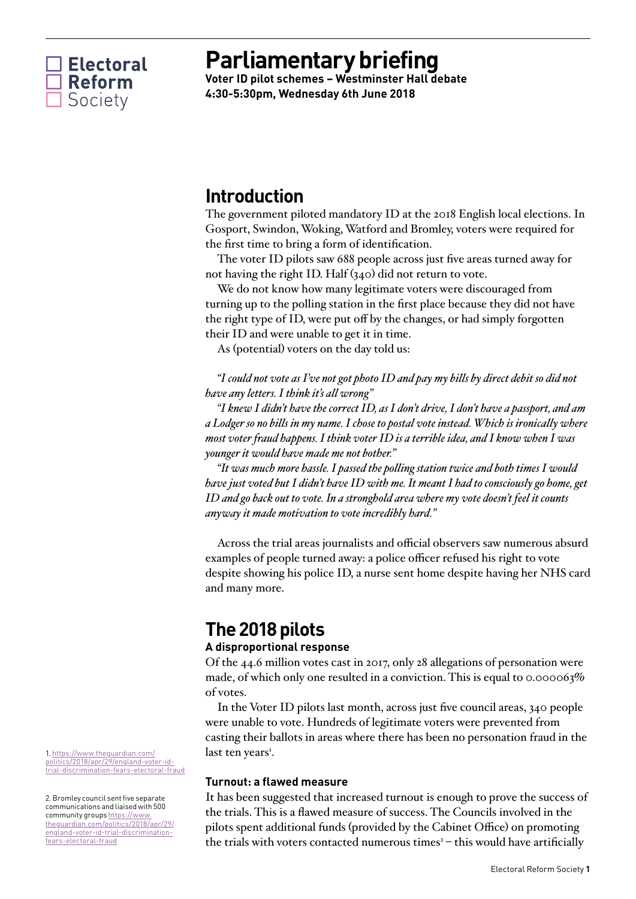Electoral Reform Society

# Parliamentary briefing

**Voter ID pilot schemes – Westminster Hall debate**
**4:30-5:30pm, Wednesday 6th June 2018**

## Introduction

The government piloted mandatory ID at the 2018 English local elections. In Gosport, Swindon, Woking, Watford and Bromley, voters were required for the first time to bring a form of identification.

The voter ID pilots saw 688 people across just five areas turned away for not having the right ID. Half (340) did not return to vote.

We do not know how many legitimate voters were discouraged from turning up to the polling station in the first place because they did not have the right type of ID, were put off by the changes, or had simply forgotten their ID and were unable to get it in time.

As (potential) voters on the day told us:

*"I could not vote as I've not got photo ID and pay my bills by direct debit so did not have any letters. I think it's all wrong"*

*"I knew I didn't have the correct ID, as I don't drive, I don't have a passport, and am a Lodger so no bills in my name. I chose to postal vote instead. Which is ironically where most voter fraud happens. I think voter ID is a terrible idea, and I know when I was younger it would have made me not bother."*

*"It was much more hassle. I passed the polling station twice and both times I would have just voted but I didn't have ID with me. It meant I had to consciously go home, get ID and go back out to vote. In a stronghold area where my vote doesn't feel it counts anyway it made motivation to vote incredibly hard."*

Across the trial areas journalists and official observers saw numerous absurd examples of people turned away: a police officer refused his right to vote despite showing his police ID, a nurse sent home despite having her NHS card and many more.

## The 2018 pilots

### A disproportional response

Of the 44.6 million votes cast in 2017, only 28 allegations of personation were made, of which only one resulted in a conviction. This is equal to 0.000063% of votes.

In the Voter ID pilots last month, across just five council areas, 340 people were unable to vote. Hundreds of legitimate voters were prevented from casting their ballots in areas where there has been no personation fraud in the last ten years[1].

### Turnout: a flawed measure

It has been suggested that increased turnout is enough to prove the success of the trials. This is a flawed measure of success. The Councils involved in the pilots spent additional funds (provided by the Cabinet Office) on promoting the trials with voters contacted numerous times[2] – this would have artificially

1. https://www.theguardian.com/politics/2018/apr/29/england-voter-id-trial-discrimination-fears-electoral-fraud

2. Bromley council sent five separate communications and liaised with 500 community groups https://www.theguardian.com/politics/2018/apr/29/england-voter-id-trial-discrimination-fears-electoral-fraud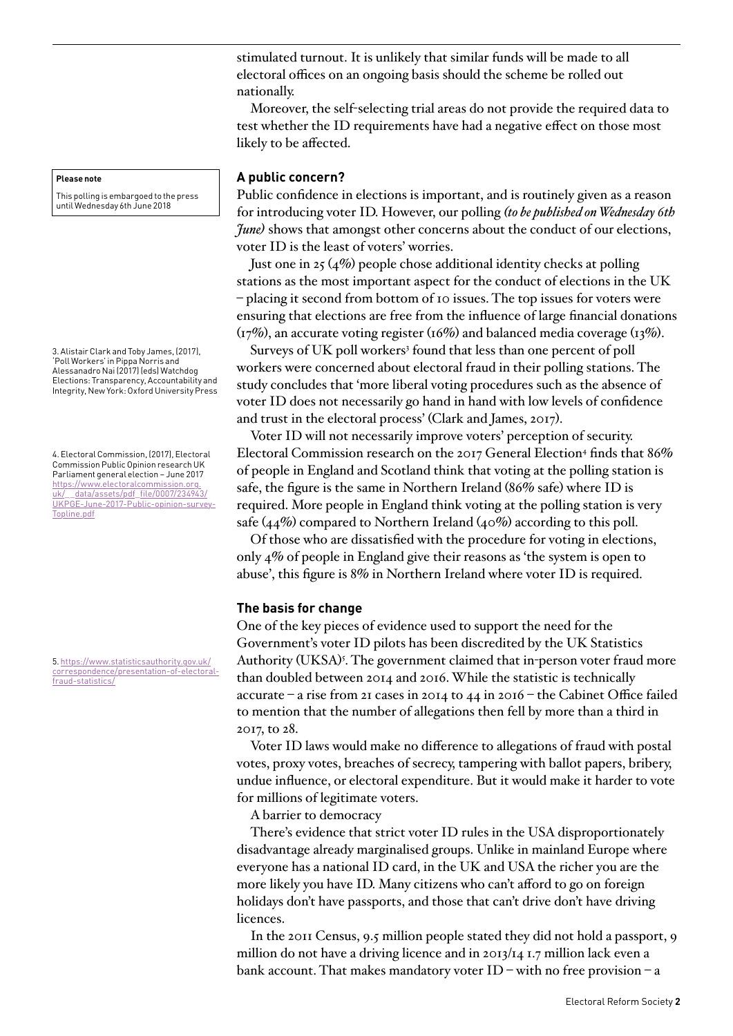stimulated turnout. It is unlikely that similar funds will be made to all electoral offices on an ongoing basis should the scheme be rolled out nationally.

Moreover, the self-selecting trial areas do not provide the required data to test whether the ID requirements have had a negative effect on those most likely to be affected.

**Please note**

This polling is embargoed to the press until Wednesday 6th June 2018

### A public concern?

Public confidence in elections is important, and is routinely given as a reason for introducing voter ID. However, our polling *(to be published on Wednesday 6th June)* shows that amongst other concerns about the conduct of our elections, voter ID is the least of voters' worries.

Just one in 25 (4%) people chose additional identity checks at polling stations as the most important aspect for the conduct of elections in the UK – placing it second from bottom of 10 issues. The top issues for voters were ensuring that elections are free from the influence of large financial donations (17%), an accurate voting register (16%) and balanced media coverage (13%).

Surveys of UK poll workers[3] found that less than one percent of poll workers were concerned about electoral fraud in their polling stations. The study concludes that 'more liberal voting procedures such as the absence of voter ID does not necessarily go hand in hand with low levels of confidence and trust in the electoral process' (Clark and James, 2017).

Voter ID will not necessarily improve voters' perception of security. Electoral Commission research on the 2017 General Election[4] finds that 86% of people in England and Scotland think that voting at the polling station is safe, the figure is the same in Northern Ireland (86% safe) where ID is required. More people in England think voting at the polling station is very safe (44%) compared to Northern Ireland (40%) according to this poll.

Of those who are dissatisfied with the procedure for voting in elections, only 4% of people in England give their reasons as 'the system is open to abuse', this figure is 8% in Northern Ireland where voter ID is required.

### The basis for change

One of the key pieces of evidence used to support the need for the Government's voter ID pilots has been discredited by the UK Statistics Authority (UKSA)[5]. The government claimed that in-person voter fraud more than doubled between 2014 and 2016. While the statistic is technically accurate – a rise from 21 cases in 2014 to 44 in 2016 – the Cabinet Office failed to mention that the number of allegations then fell by more than a third in 2017, to 28.

Voter ID laws would make no difference to allegations of fraud with postal votes, proxy votes, breaches of secrecy, tampering with ballot papers, bribery, undue influence, or electoral expenditure. But it would make it harder to vote for millions of legitimate voters.

A barrier to democracy

There's evidence that strict voter ID rules in the USA disproportionately disadvantage already marginalised groups. Unlike in mainland Europe where everyone has a national ID card, in the UK and USA the richer you are the more likely you have ID. Many citizens who can't afford to go on foreign holidays don't have passports, and those that can't drive don't have driving licences.

In the 2011 Census, 9.5 million people stated they did not hold a passport, 9 million do not have a driving licence and in 2013/14 1.7 million lack even a bank account. That makes mandatory voter ID – with no free provision – a

3. Alistair Clark and Toby James, (2017), 'Poll Workers' in Pippa Norris and Alessanadro Nai (2017) (eds) Watchdog Elections: Transparency, Accountability and Integrity, New York: Oxford University Press

4. Electoral Commission, (2017), Electoral Commission Public Opinion research UK Parliament general election – June 2017 https://www.electoralcommission.org.uk/__data/assets/pdf_file/0007/234943/UKPGE-June-2017-Public-opinion-survey-Topline.pdf

5. https://www.statisticsauthority.gov.uk/correspondence/presentation-of-electoral-fraud-statistics/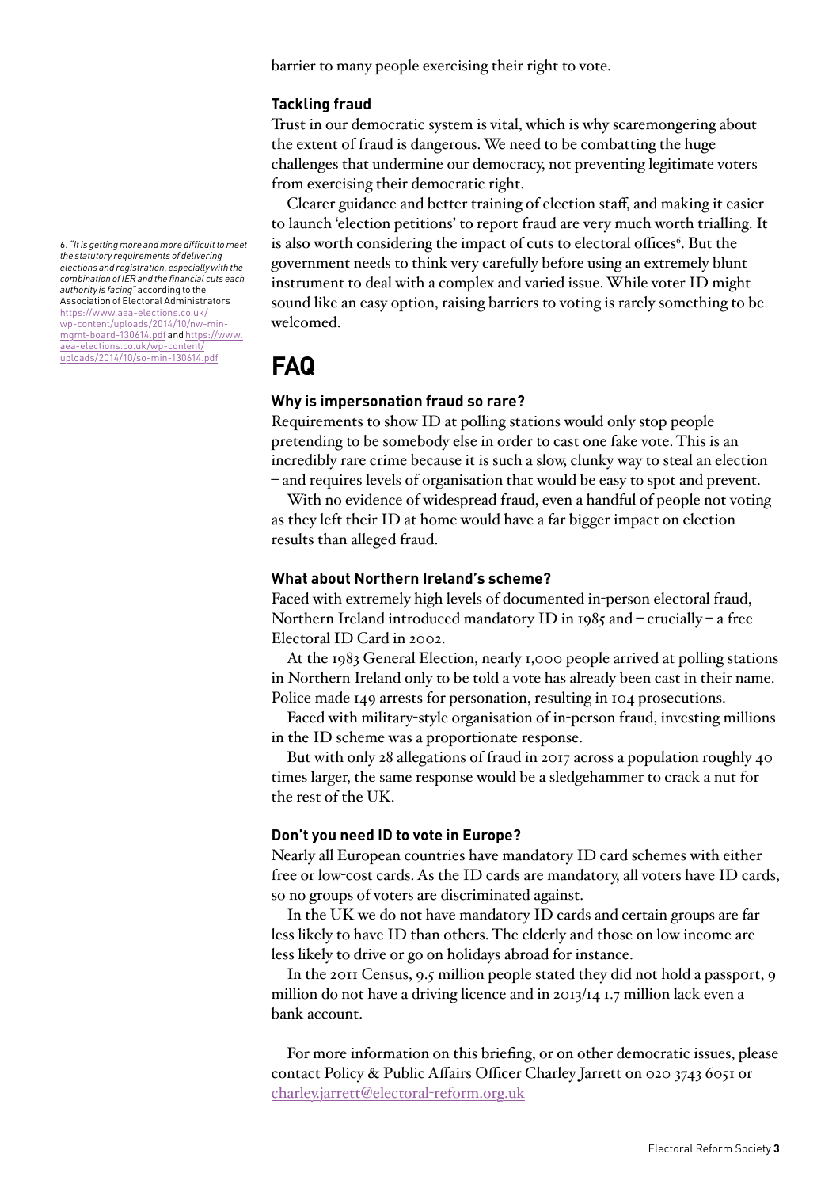barrier to many people exercising their right to vote.

### Tackling fraud

Trust in our democratic system is vital, which is why scaremongering about the extent of fraud is dangerous. We need to be combatting the huge challenges that undermine our democracy, not preventing legitimate voters from exercising their democratic right.

Clearer guidance and better training of election staff, and making it easier to launch 'election petitions' to report fraud are very much worth trialling. It is also worth considering the impact of cuts to electoral offices[6]. But the government needs to think very carefully before using an extremely blunt instrument to deal with a complex and varied issue. While voter ID might sound like an easy option, raising barriers to voting is rarely something to be welcomed.

6. *"It is getting more and more difficult to meet the statutory requirements of delivering elections and registration, especially with the combination of IER and the financial cuts each authority is facing"* according to the Association of Electoral Administrators https://www.aea-elections.co.uk/wp-content/uploads/2014/10/nw-min-mgmt-board-130614.pdf and https://www.aea-elections.co.uk/wp-content/uploads/2014/10/so-min-130614.pdf

## FAQ

### Why is impersonation fraud so rare?

Requirements to show ID at polling stations would only stop people pretending to be somebody else in order to cast one fake vote. This is an incredibly rare crime because it is such a slow, clunky way to steal an election – and requires levels of organisation that would be easy to spot and prevent.

With no evidence of widespread fraud, even a handful of people not voting as they left their ID at home would have a far bigger impact on election results than alleged fraud.

### What about Northern Ireland's scheme?

Faced with extremely high levels of documented in-person electoral fraud, Northern Ireland introduced mandatory ID in 1985 and – crucially – a free Electoral ID Card in 2002.

At the 1983 General Election, nearly 1,000 people arrived at polling stations in Northern Ireland only to be told a vote has already been cast in their name. Police made 149 arrests for personation, resulting in 104 prosecutions.

Faced with military-style organisation of in-person fraud, investing millions in the ID scheme was a proportionate response.

But with only 28 allegations of fraud in 2017 across a population roughly 40 times larger, the same response would be a sledgehammer to crack a nut for the rest of the UK.

### Don't you need ID to vote in Europe?

Nearly all European countries have mandatory ID card schemes with either free or low-cost cards. As the ID cards are mandatory, all voters have ID cards, so no groups of voters are discriminated against.

In the UK we do not have mandatory ID cards and certain groups are far less likely to have ID than others. The elderly and those on low income are less likely to drive or go on holidays abroad for instance.

In the 2011 Census, 9.5 million people stated they did not hold a passport, 9 million do not have a driving licence and in 2013/14 1.7 million lack even a bank account.

For more information on this briefing, or on other democratic issues, please contact Policy & Public Affairs Officer Charley Jarrett on 020 3743 6051 or charley.jarrett@electoral-reform.org.uk